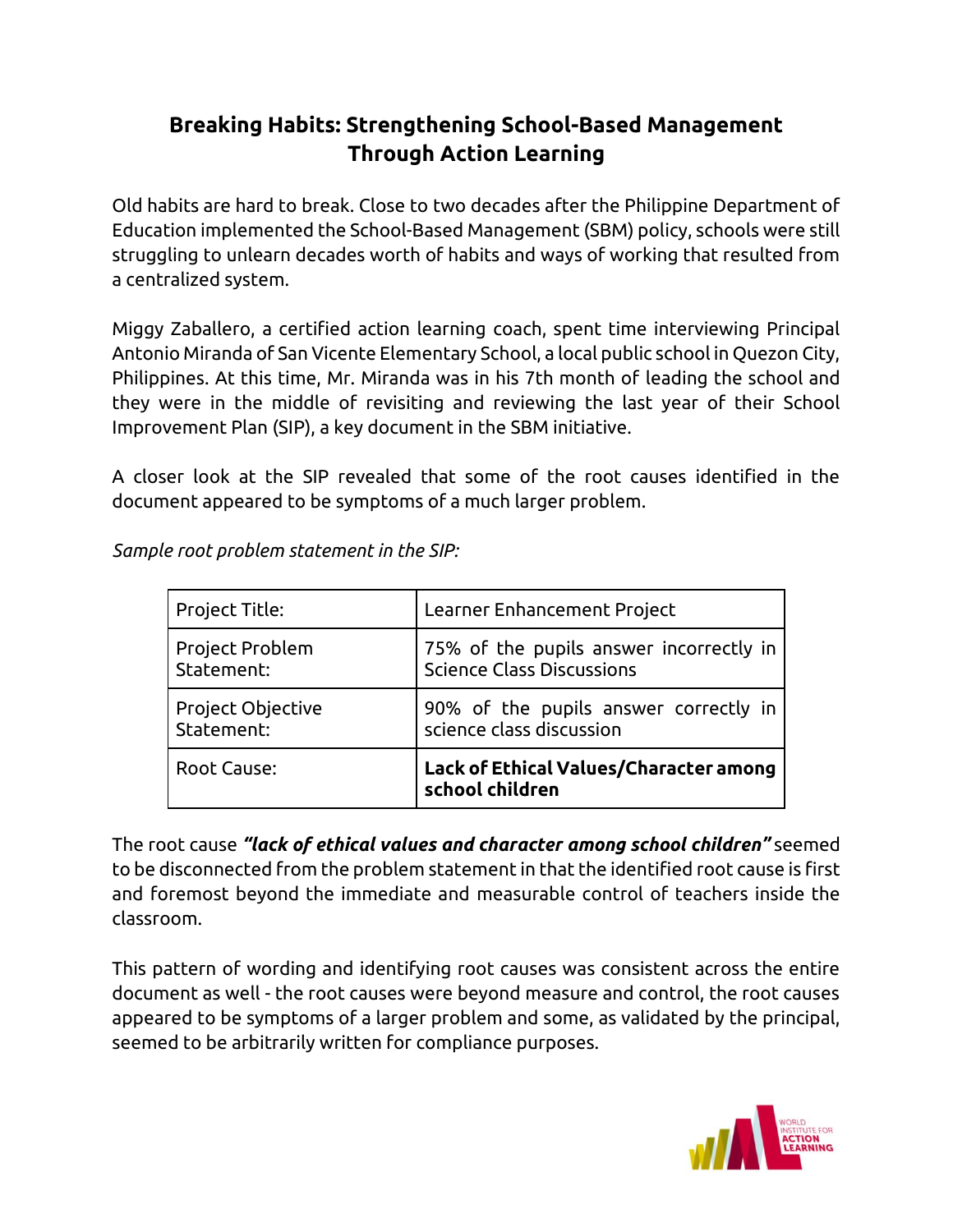# Breaking Habits: Strengthening School-Based Management Through Action Learning

Old habits are hard to break. Close to two decades after the Philippine Department of Education implemented the School-Based Management (SBM) policy, schools were still struggling to unlearn decades worth of habits and ways of working that resulted from a centralized system.

Miggy Zaballero, a certified action learning coach, spent time interviewing Principal Antonio Miranda of San Vicente Elementary School, a local public school in Quezon City, Philippines. At this time, Mr. Miranda was in his 7th month of leading the school and they were in the middle of revisiting and reviewing the last year of their School Improvement Plan (SIP), a key document in the SBM initiative.

A closer look at the SIP revealed that some of the root causes identified in the document appeared to be symptoms of a much larger problem.

*Sample root problem statement in the SIP:*

| Project Title: | Learner Enhancement Project |
|---|---|
| Project Problem Statement: | 75% of the pupils answer incorrectly in Science Class Discussions |
| Project Objective Statement: | 90% of the pupils answer correctly in science class discussion |
| Root Cause: | **Lack of Ethical Values/Character among school children** |

The root cause ***"lack of ethical values and character among school children"*** seemed to be disconnected from the problem statement in that the identified root cause is first and foremost beyond the immediate and measurable control of teachers inside the classroom.

This pattern of wording and identifying root causes was consistent across the entire document as well - the root causes were beyond measure and control, the root causes appeared to be symptoms of a larger problem and some, as validated by the principal, seemed to be arbitrarily written for compliance purposes.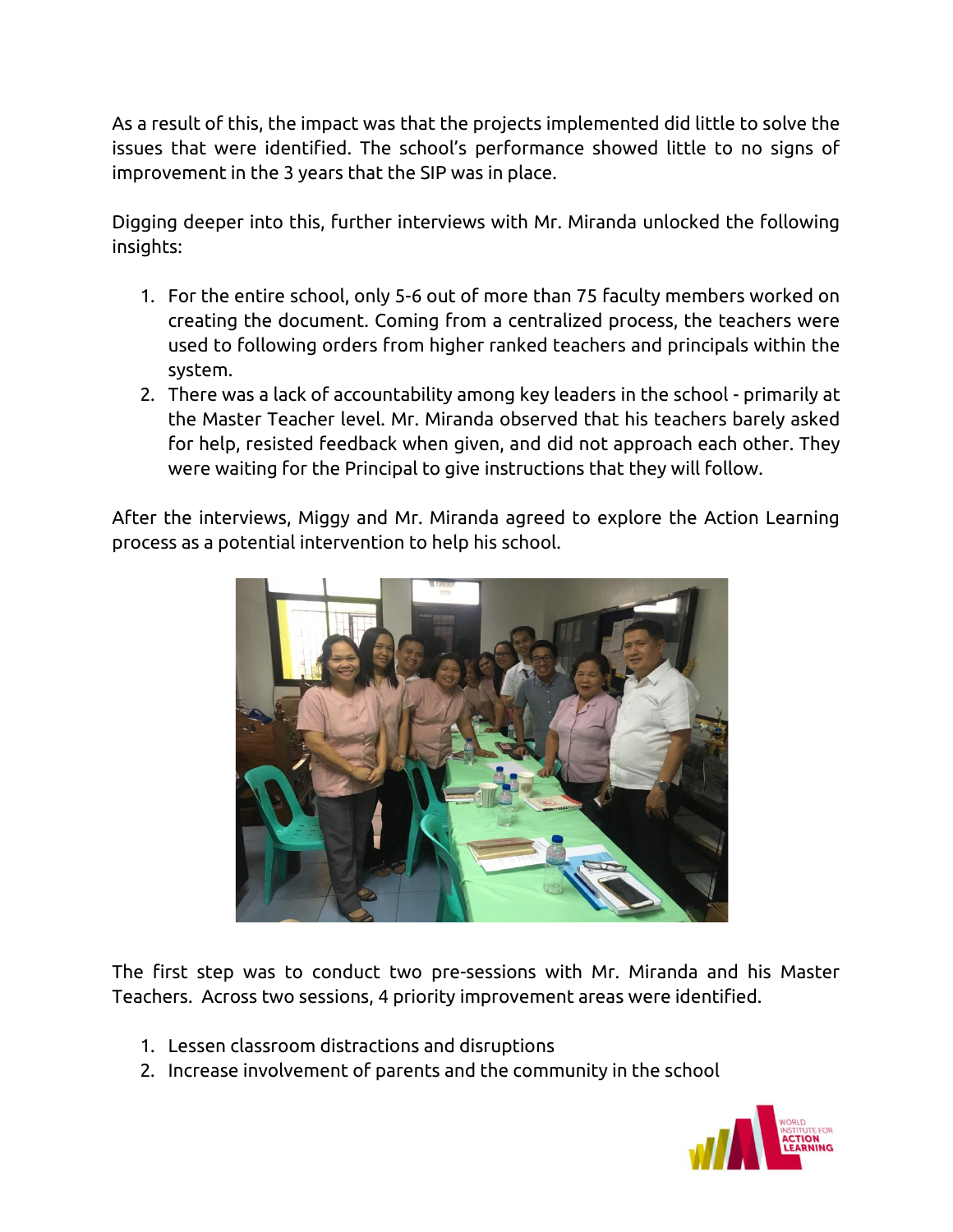As a result of this, the impact was that the projects implemented did little to solve the issues that were identified. The school's performance showed little to no signs of improvement in the 3 years that the SIP was in place.

Digging deeper into this, further interviews with Mr. Miranda unlocked the following insights:

1. For the entire school, only 5-6 out of more than 75 faculty members worked on creating the document. Coming from a centralized process, the teachers were used to following orders from higher ranked teachers and principals within the system.
2. There was a lack of accountability among key leaders in the school - primarily at the Master Teacher level. Mr. Miranda observed that his teachers barely asked for help, resisted feedback when given, and did not approach each other. They were waiting for the Principal to give instructions that they will follow.

After the interviews, Miggy and Mr. Miranda agreed to explore the Action Learning process as a potential intervention to help his school.

The first step was to conduct two pre-sessions with Mr. Miranda and his Master Teachers. Across two sessions, 4 priority improvement areas were identified.

1. Lessen classroom distractions and disruptions
2. Increase involvement of parents and the community in the school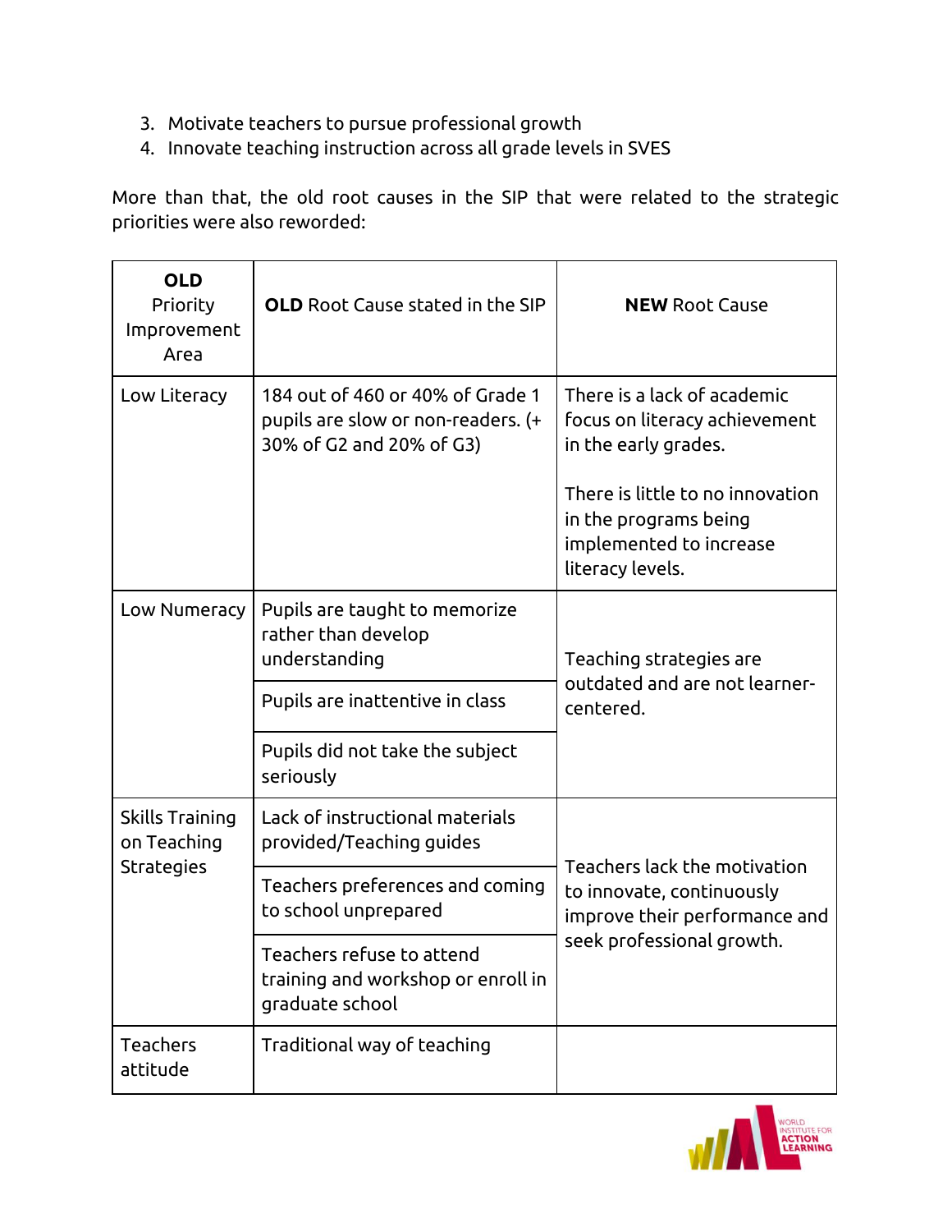3. Motivate teachers to pursue professional growth
4. Innovate teaching instruction across all grade levels in SVES

More than that, the old root causes in the SIP that were related to the strategic priorities were also reworded:

| **OLD** Priority Improvement Area | **OLD** Root Cause stated in the SIP | **NEW** Root Cause |
|---|---|---|
| Low Literacy | 184 out of 460 or 40% of Grade 1 pupils are slow or non-readers. (+ 30% of G2 and 20% of G3) | There is a lack of academic focus on literacy achievement in the early grades.<br><br>There is little to no innovation in the programs being implemented to increase literacy levels. |
| Low Numeracy | Pupils are taught to memorize rather than develop understanding | Teaching strategies are outdated and are not learner-centered. |
| | Pupils are inattentive in class | |
| | Pupils did not take the subject seriously | |
| Skills Training on Teaching Strategies | Lack of instructional materials provided/Teaching guides | Teachers lack the motivation to innovate, continuously improve their performance and seek professional growth. |
| | Teachers preferences and coming to school unprepared | |
| | Teachers refuse to attend training and workshop or enroll in graduate school | |
| Teachers attitude | Traditional way of teaching | |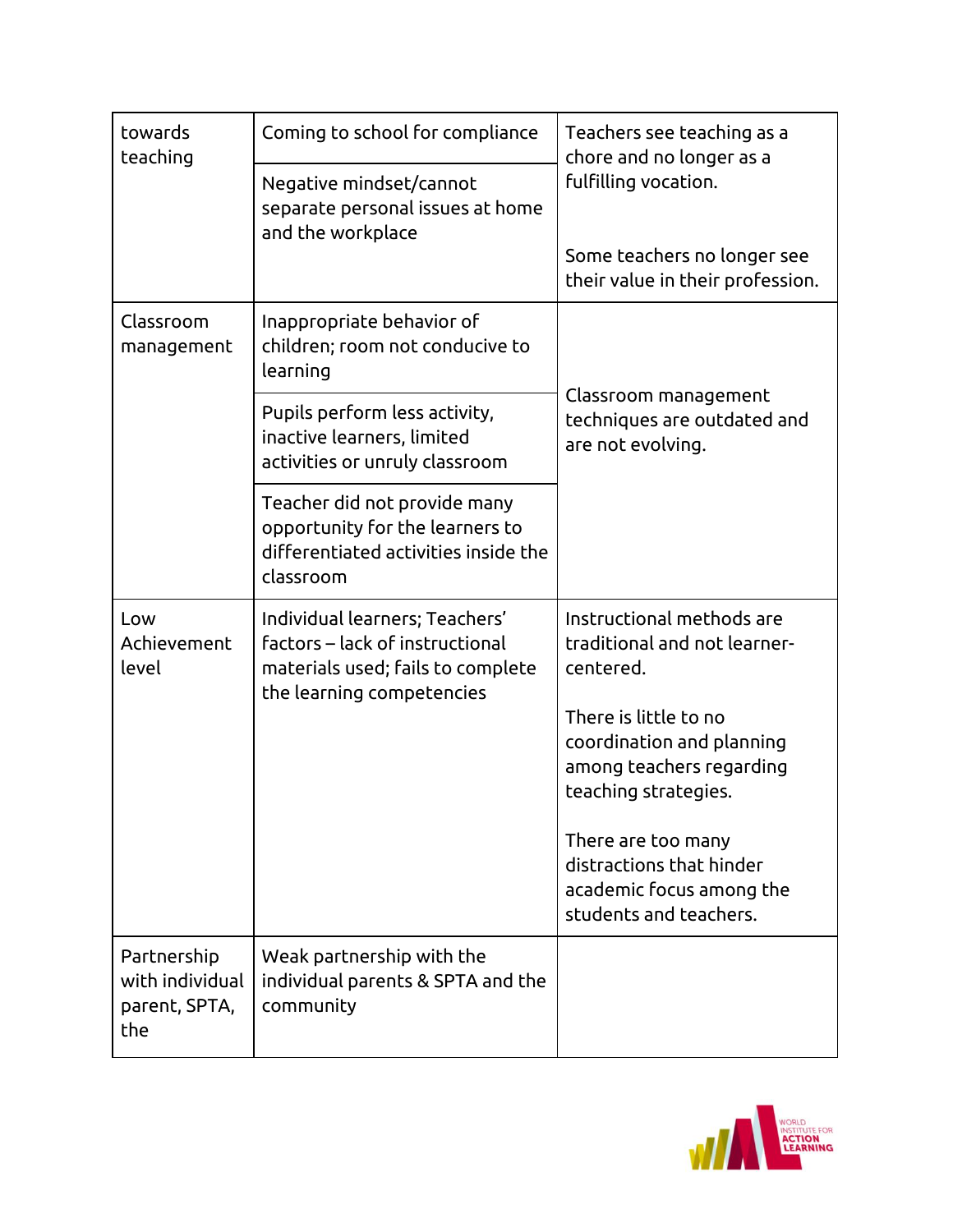| towards teaching | Coming to school for compliance | Teachers see teaching as a chore and no longer as a fulfilling vocation.<br><br>Some teachers no longer see their value in their profession. |
|---|---|---|
| | Negative mindset/cannot separate personal issues at home and the workplace | |
| Classroom management | Inappropriate behavior of children; room not conducive to learning | Classroom management techniques are outdated and are not evolving. |
| | Pupils perform less activity, inactive learners, limited activities or unruly classroom | |
| | Teacher did not provide many opportunity for the learners to differentiated activities inside the classroom | |
| Low Achievement level | Individual learners; Teachers' factors – lack of instructional materials used; fails to complete the learning competencies | Instructional methods are traditional and not learner-centered.<br><br>There is little to no coordination and planning among teachers regarding teaching strategies.<br><br>There are too many distractions that hinder academic focus among the students and teachers. |
| Partnership with individual parent, SPTA, the | Weak partnership with the individual parents & SPTA and the community | |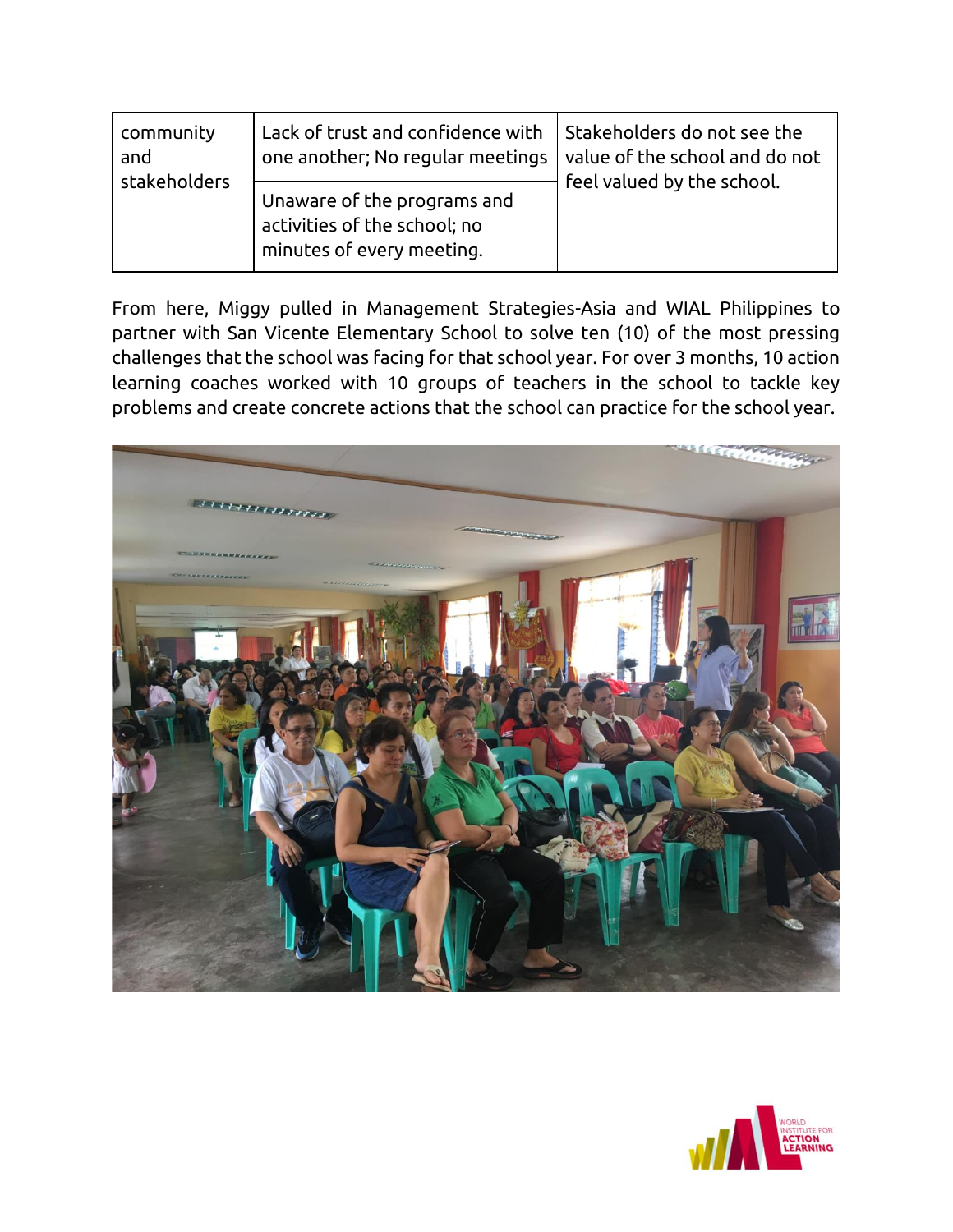| community and stakeholders | Lack of trust and confidence with one another; No regular meetings | Stakeholders do not see the value of the school and do not feel valued by the school. |
|---|---|---|
| | Unaware of the programs and activities of the school; no minutes of every meeting. | |

From here, Miggy pulled in Management Strategies-Asia and WIAL Philippines to partner with San Vicente Elementary School to solve ten (10) of the most pressing challenges that the school was facing for that school year. For over 3 months, 10 action learning coaches worked with 10 groups of teachers in the school to tackle key problems and create concrete actions that the school can practice for the school year.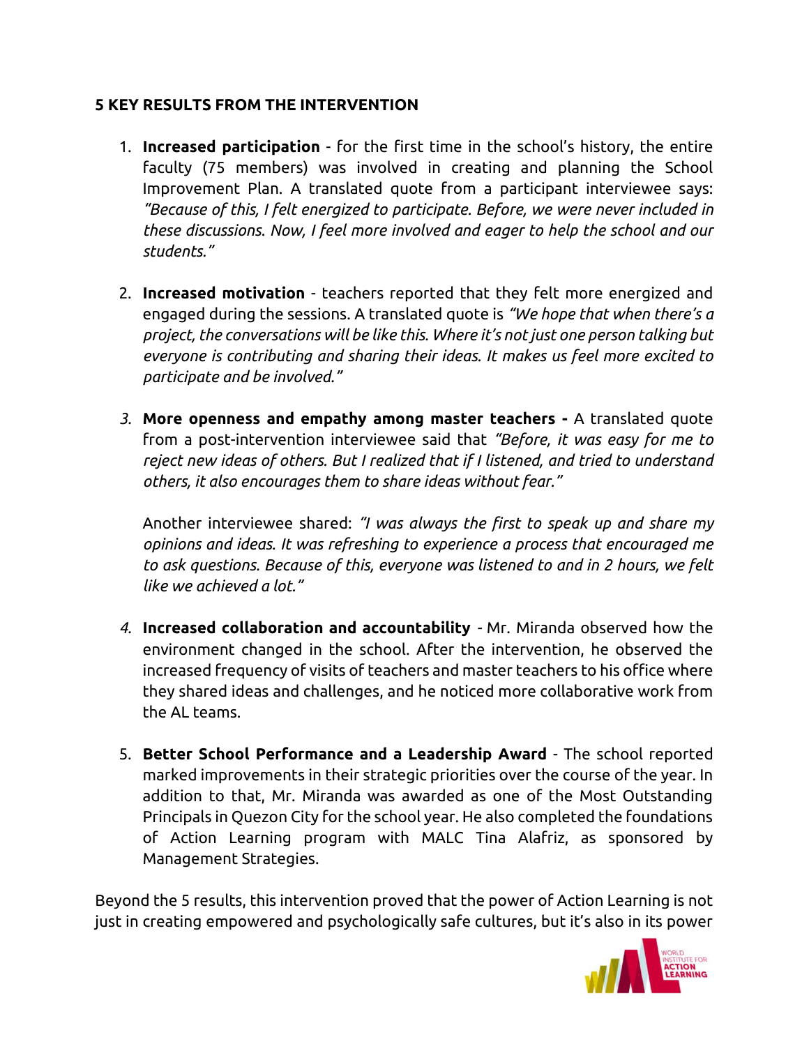**5 KEY RESULTS FROM THE INTERVENTION**

1. **Increased participation** - for the first time in the school's history, the entire faculty (75 members) was involved in creating and planning the School Improvement Plan. A translated quote from a participant interviewee says: *"Because of this, I felt energized to participate. Before, we were never included in these discussions. Now, I feel more involved and eager to help the school and our students."*

2. **Increased motivation** - teachers reported that they felt more energized and engaged during the sessions. A translated quote is *"We hope that when there's a project, the conversations will be like this. Where it's not just one person talking but everyone is contributing and sharing their ideas. It makes us feel more excited to participate and be involved."*

3. **More openness and empathy among master teachers -** A translated quote from a post-intervention interviewee said that *"Before, it was easy for me to reject new ideas of others. But I realized that if I listened, and tried to understand others, it also encourages them to share ideas without fear."*

   Another interviewee shared: *"I was always the first to speak up and share my opinions and ideas. It was refreshing to experience a process that encouraged me to ask questions. Because of this, everyone was listened to and in 2 hours, we felt like we achieved a lot."*

4. **Increased collaboration and accountability** - Mr. Miranda observed how the environment changed in the school. After the intervention, he observed the increased frequency of visits of teachers and master teachers to his office where they shared ideas and challenges, and he noticed more collaborative work from the AL teams.

5. **Better School Performance and a Leadership Award** - The school reported marked improvements in their strategic priorities over the course of the year. In addition to that, Mr. Miranda was awarded as one of the Most Outstanding Principals in Quezon City for the school year. He also completed the foundations of Action Learning program with MALC Tina Alafriz, as sponsored by Management Strategies.

Beyond the 5 results, this intervention proved that the power of Action Learning is not just in creating empowered and psychologically safe cultures, but it's also in its power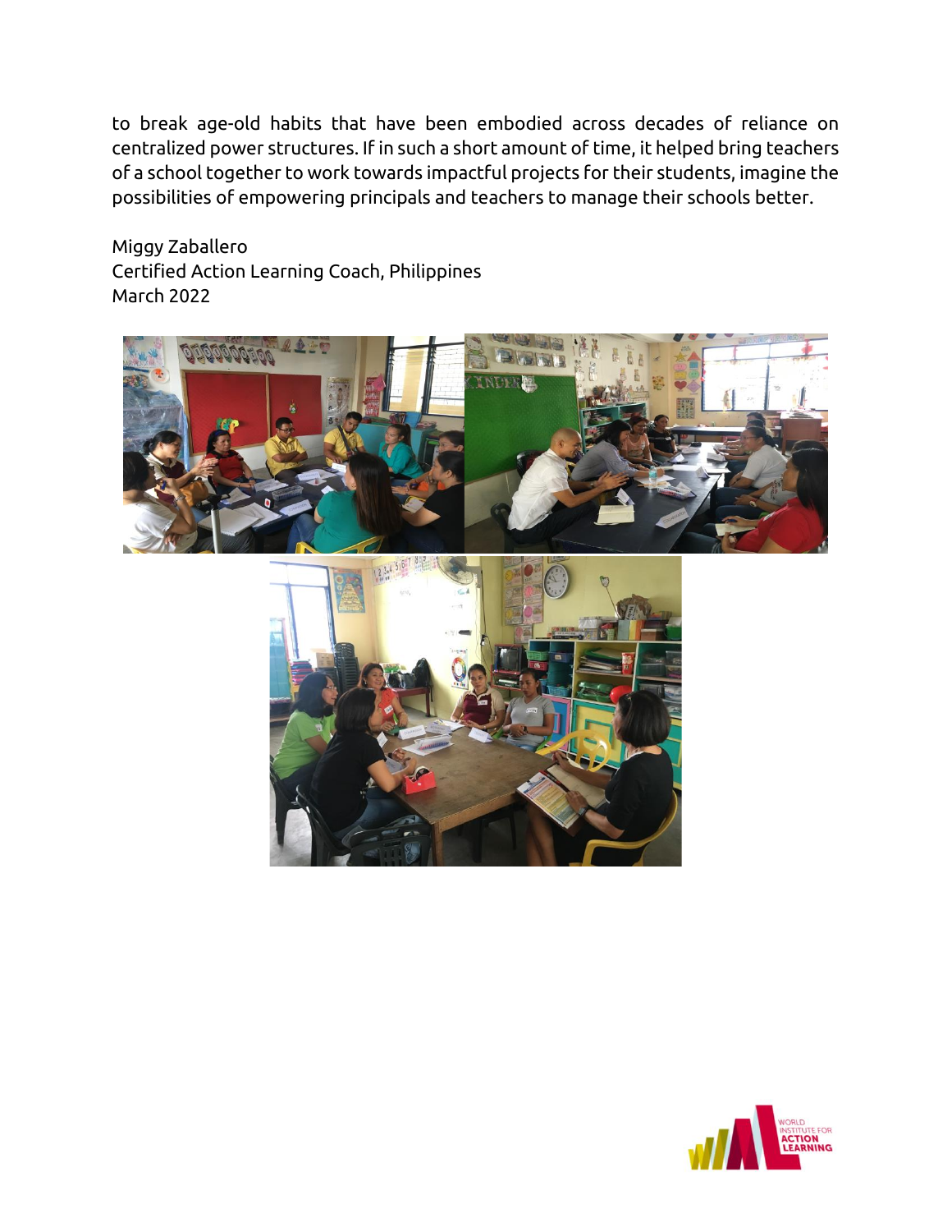to break age-old habits that have been embodied across decades of reliance on centralized power structures. If in such a short amount of time, it helped bring teachers of a school together to work towards impactful projects for their students, imagine the possibilities of empowering principals and teachers to manage their schools better.

Miggy Zaballero
Certified Action Learning Coach, Philippines
March 2022